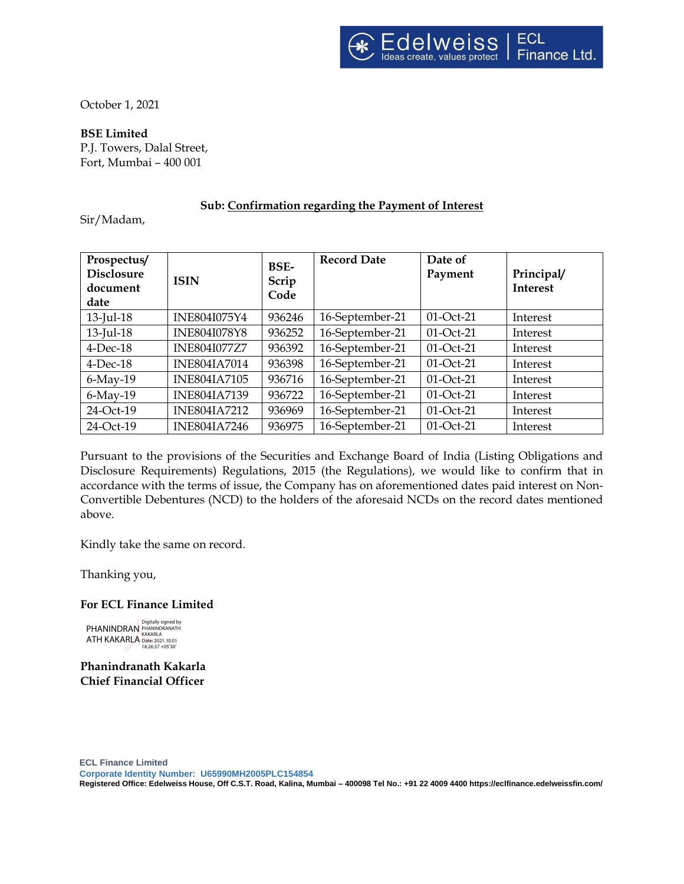October 1, 2021

**BSE Limited**
P.J. Towers, Dalal Street,
Fort, Mumbai – 400 001

**Sub: Confirmation regarding the Payment of Interest**

Sir/Madam,

| Prospectus/ Disclosure document date | ISIN | BSE-Scrip Code | Record Date | Date of Payment | Principal/ Interest |
|---|---|---|---|---|---|
| 13-Jul-18 | INE804I075Y4 | 936246 | 16-September-21 | 01-Oct-21 | Interest |
| 13-Jul-18 | INE804I078Y8 | 936252 | 16-September-21 | 01-Oct-21 | Interest |
| 4-Dec-18 | INE804I077Z7 | 936392 | 16-September-21 | 01-Oct-21 | Interest |
| 4-Dec-18 | INE804IA7014 | 936398 | 16-September-21 | 01-Oct-21 | Interest |
| 6-May-19 | INE804IA7105 | 936716 | 16-September-21 | 01-Oct-21 | Interest |
| 6-May-19 | INE804IA7139 | 936722 | 16-September-21 | 01-Oct-21 | Interest |
| 24-Oct-19 | INE804IA7212 | 936969 | 16-September-21 | 01-Oct-21 | Interest |
| 24-Oct-19 | INE804IA7246 | 936975 | 16-September-21 | 01-Oct-21 | Interest |

Pursuant to the provisions of the Securities and Exchange Board of India (Listing Obligations and Disclosure Requirements) Regulations, 2015 (the Regulations), we would like to confirm that in accordance with the terms of issue, the Company has on aforementioned dates paid interest on Non-Convertible Debentures (NCD) to the holders of the aforesaid NCDs on the record dates mentioned above.

Kindly take the same on record.

Thanking you,

**For ECL Finance Limited**

PHANINDRANATH KAKARLA
Digitally signed by PHANINDRANATH KAKARLA
Date: 2021.10.01 18:26:37 +05'30'

**Phanindranath Kakarla**
**Chief Financial Officer**

ECL Finance Limited
Corporate Identity Number: U65990MH2005PLC154854
Registered Office: Edelweiss House, Off C.S.T. Road, Kalina, Mumbai – 400098 Tel No.: +91 22 4009 4400 https://eclfinance.edelweissfin.com/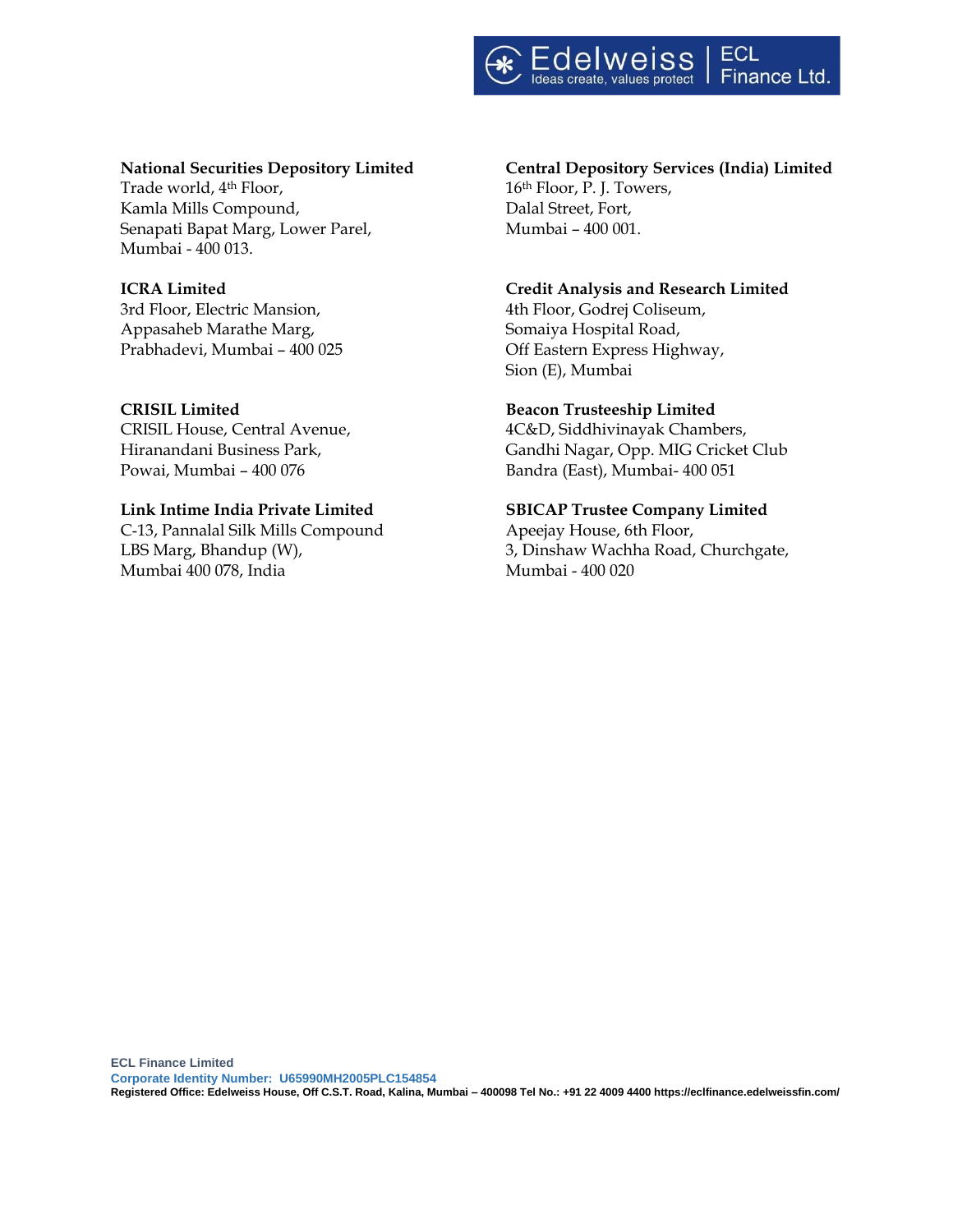**National Securities Depository Limited**
Trade world, 4th Floor,
Kamla Mills Compound,
Senapati Bapat Marg, Lower Parel,
Mumbai - 400 013.

**Central Depository Services (India) Limited**
16th Floor, P. J. Towers,
Dalal Street, Fort,
Mumbai – 400 001.

**ICRA Limited**
3rd Floor, Electric Mansion,
Appasaheb Marathe Marg,
Prabhadevi, Mumbai – 400 025

**Credit Analysis and Research Limited**
4th Floor, Godrej Coliseum,
Somaiya Hospital Road,
Off Eastern Express Highway,
Sion (E), Mumbai

**CRISIL Limited**
CRISIL House, Central Avenue,
Hiranandani Business Park,
Powai, Mumbai – 400 076

**Beacon Trusteeship Limited**
4C&D, Siddhivinayak Chambers,
Gandhi Nagar, Opp. MIG Cricket Club
Bandra (East), Mumbai- 400 051

**Link Intime India Private Limited**
C-13, Pannalal Silk Mills Compound
LBS Marg, Bhandup (W),
Mumbai 400 078, India

**SBICAP Trustee Company Limited**
Apeejay House, 6th Floor,
3, Dinshaw Wachha Road, Churchgate,
Mumbai - 400 020